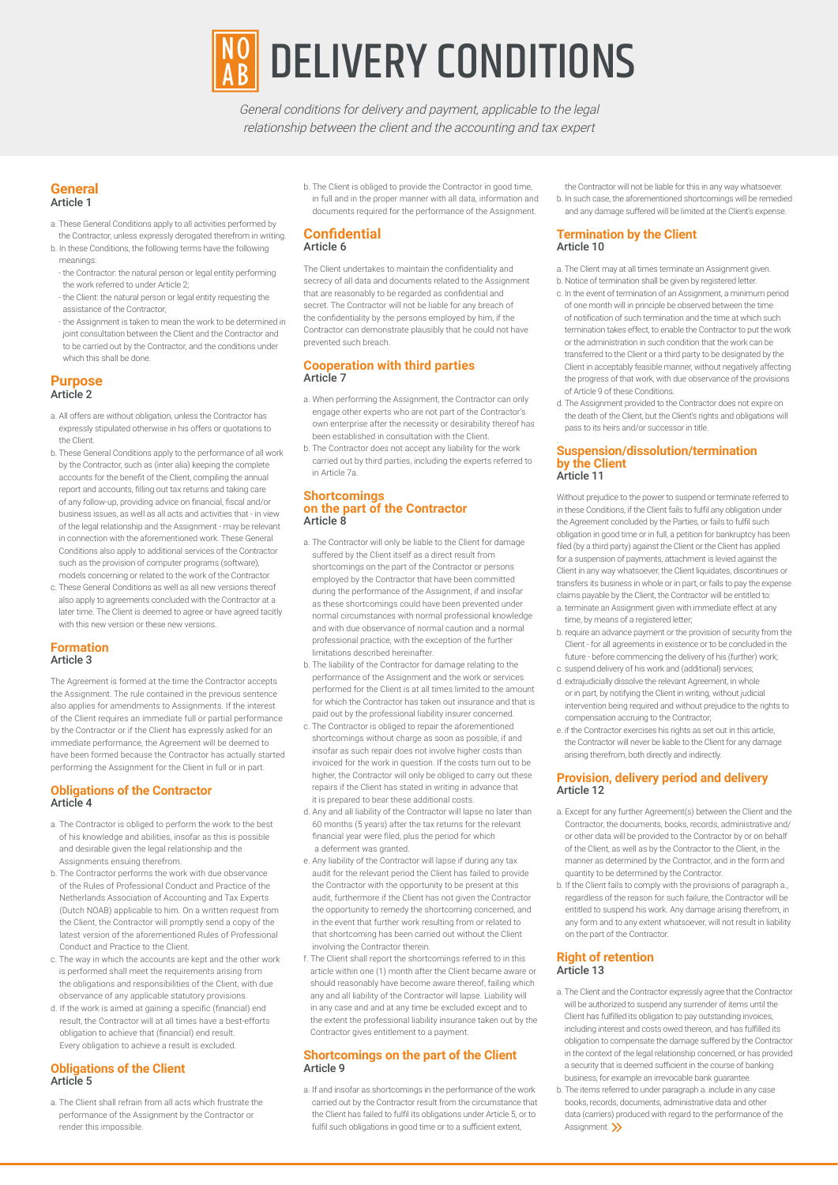# NOAB DELIVERY CONDITIONS

*General conditions for delivery and payment, applicable to the legal relationship between the client and the accounting and tax expert*

## General
### Article 1

a. These General Conditions apply to all activities performed by the Contractor, unless expressly derogated therefrom in writing.
b. In these Conditions, the following terms have the following meanings:
- the Contractor: the natural person or legal entity performing the work referred to under Article 2;
- the Client: the natural person or legal entity requesting the assistance of the Contractor;
- the Assignment is taken to mean the work to be determined in joint consultation between the Client and the Contractor and to be carried out by the Contractor, and the conditions under which this shall be done.

## Purpose
### Article 2

a. All offers are without obligation, unless the Contractor has expressly stipulated otherwise in his offers or quotations to the Client.
b. These General Conditions apply to the performance of all work by the Contractor, such as (inter alia) keeping the complete accounts for the benefit of the Client, compiling the annual report and accounts, filling out tax returns and taking care of any follow-up, providing advice on financial, fiscal and/or business issues, as well as all acts and activities that - in view of the legal relationship and the Assignment - may be relevant in connection with the aforementioned work. These General Conditions also apply to additional services of the Contractor such as the provision of computer programs (software), models concerning or related to the work of the Contractor.
c. These General Conditions as well as all new versions thereof also apply to agreements concluded with the Contractor at a later time. The Client is deemed to agree or have agreed tacitly with this new version or these new versions.

## Formation
### Article 3

The Agreement is formed at the time the Contractor accepts the Assignment. The rule contained in the previous sentence also applies for amendments to Assignments. If the interest of the Client requires an immediate full or partial performance by the Contractor or if the Client has expressly asked for an immediate performance, the Agreement will be deemed to have been formed because the Contractor has actually started performing the Assignment for the Client in full or in part.

## Obligations of the Contractor
### Article 4

a. The Contractor is obliged to perform the work to the best of his knowledge and abilities, insofar as this is possible and desirable given the legal relationship and the Assignments ensuing therefrom.
b. The Contractor performs the work with due observance of the Rules of Professional Conduct and Practice of the Netherlands Association of Accounting and Tax Experts (Dutch NOAB) applicable to him. On a written request from the Client, the Contractor will promptly send a copy of the latest version of the aforementioned Rules of Professional Conduct and Practice to the Client.
c. The way in which the accounts are kept and the other work is performed shall meet the requirements arising from the obligations and responsibilities of the Client, with due observance of any applicable statutory provisions.
d. If the work is aimed at gaining a specific (financial) end result, the Contractor will at all times have a best-efforts obligation to achieve that (financial) end result. Every obligation to achieve a result is excluded.

## Obligations of the Client
### Article 5

a. The Client shall refrain from all acts which frustrate the performance of the Assignment by the Contractor or render this impossible.
b. The Client is obliged to provide the Contractor in good time, in full and in the proper manner with all data, information and documents required for the performance of the Assignment.

## Confidential
### Article 6

The Client undertakes to maintain the confidentiality and secrecy of all data and documents related to the Assignment that are reasonably to be regarded as confidential and secret. The Contractor will not be liable for any breach of the confidentiality by the persons employed by him, if the Contractor can demonstrate plausibly that he could not have prevented such breach.

## Cooperation with third parties
### Article 7

a. When performing the Assignment, the Contractor can only engage other experts who are not part of the Contractor's own enterprise after the necessity or desirability thereof has been established in consultation with the Client.
b. The Contractor does not accept any liability for the work carried out by third parties, including the experts referred to in Article 7a.

## Shortcomings on the part of the Contractor
### Article 8

a. The Contractor will only be liable to the Client for damage suffered by the Client itself as a direct result from shortcomings on the part of the Contractor or persons employed by the Contractor that have been committed during the performance of the Assignment, if and insofar as these shortcomings could have been prevented under normal circumstances with normal professional knowledge and with due observance of normal caution and a normal professional practice, with the exception of the further limitations described hereinafter.
b. The liability of the Contractor for damage relating to the performance of the Assignment and the work or services performed for the Client is at all times limited to the amount for which the Contractor has taken out insurance and that is paid out by the professional liability insurer concerned.
c. The Contractor is obliged to repair the aforementioned shortcomings without charge as soon as possible, if and insofar as such repair does not involve higher costs than invoiced for the work in question. If the costs turn out to be higher, the Contractor will only be obliged to carry out these repairs if the Client has stated in writing in advance that it is prepared to bear these additional costs.
d. Any and all liability of the Contractor will lapse no later than 60 months (5 years) after the tax returns for the relevant financial year were filed, plus the period for which a deferment was granted.
e. Any liability of the Contractor will lapse if during any tax audit for the relevant period the Client has failed to provide the Contractor with the opportunity to be present at this audit, furthermore if the Client has not given the Contractor the opportunity to remedy the shortcoming concerned, and in the event that further work resulting from or related to that shortcoming has been carried out without the Client involving the Contractor therein.
f. The Client shall report the shortcomings referred to in this article within one (1) month after the Client became aware or should reasonably have become aware thereof, failing which any and all liability of the Contractor will lapse. Liability will in any case and at any time be excluded except and to the extent the professional liability insurance taken out by the Contractor gives entitlement to a payment.

## Shortcomings on the part of the Client
### Article 9

a. If and insofar as shortcomings in the performance of the work carried out by the Contractor result from the circumstance that the Client has failed to fulfil its obligations under Article 5, or to fulfil such obligations in good time or to a sufficient extent, the Contractor will not be liable for this in any way whatsoever.
b. In such case, the aforementioned shortcomings will be remedied and any damage suffered will be limited at the Client's expense.

## Termination by the Client
### Article 10

a. The Client may at all times terminate an Assignment given.
b. Notice of termination shall be given by registered letter.
c. In the event of termination of an Assignment, a minimum period of one month will in principle be observed between the time of notification of such termination and the time at which such termination takes effect, to enable the Contractor to put the work or the administration in such condition that the work can be transferred to the Client or a third party to be designated by the Client in acceptably feasible manner, without negatively affecting the progress of that work, with due observance of the provisions of Article 9 of these Conditions.
d. The Assignment provided to the Contractor does not expire on the death of the Client, but the Client's rights and obligations will pass to its heirs and/or successor in title.

## Suspension/dissolution/termination by the Client
### Article 11

Without prejudice to the power to suspend or terminate referred to in these Conditions, if the Client fails to fulfil any obligation under the Agreement concluded by the Parties, or fails to fulfil such obligation in good time or in full, a petition for bankruptcy has been filed (by a third party) against the Client or the Client has applied for a suspension of payments, attachment is levied against the Client in any way whatsoever, the Client liquidates, discontinues or transfers its business in whole or in part, or fails to pay the expense claims payable by the Client, the Contractor will be entitled to:

a. terminate an Assignment given with immediate effect at any time, by means of a registered letter;
b. require an advance payment or the provision of security from the Client - for all agreements in existence or to be concluded in the future - before commencing the delivery of his (further) work;
c. suspend delivery of his work and (additional) services;
d. extrajudicially dissolve the relevant Agreement, in whole or in part, by notifying the Client in writing, without judicial intervention being required and without prejudice to the rights to compensation accruing to the Contractor;
e. if the Contractor exercises his rights as set out in this article, the Contractor will never be liable to the Client for any damage arising therefrom, both directly and indirectly.

## Provision, delivery period and delivery
### Article 12

a. Except for any further Agreement(s) between the Client and the Contractor, the documents, books, records, administrative and/or other data will be provided to the Contractor by or on behalf of the Client, as well as by the Contractor to the Client, in the manner as determined by the Contractor, and in the form and quantity to be determined by the Contractor.
b. If the Client fails to comply with the provisions of paragraph a., regardless of the reason for such failure, the Contractor will be entitled to suspend his work. Any damage arising therefrom, in any form and to any extent whatsoever, will not result in liability on the part of the Contractor.

## Right of retention
### Article 13

a. The Client and the Contractor expressly agree that the Contractor will be authorized to suspend any surrender of items until the Client has fulfilled its obligation to pay outstanding invoices, including interest and costs owed thereon, and has fulfilled its obligation to compensate the damage suffered by the Contractor in the context of the legal relationship concerned, or has provided a security that is deemed sufficient in the course of banking business, for example an irrevocable bank guarantee.
b. The items referred to under paragraph a. include in any case books, records, documents, administrative data and other data (carriers) produced with regard to the performance of the Assignment.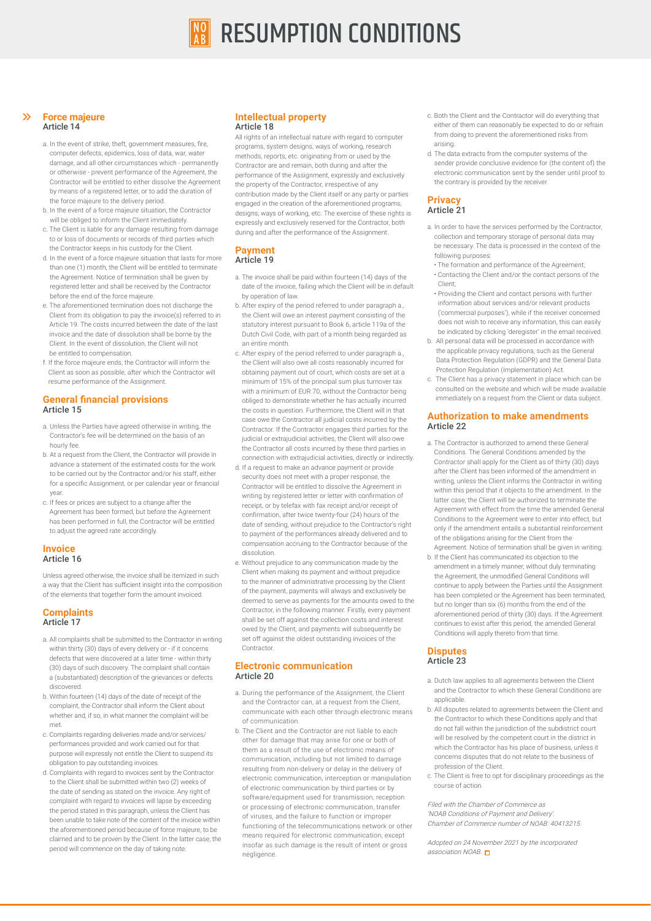# RESUMPTION CONDITIONS

## Force majeure
### Article 14

a. In the event of strike, theft, government measures, fire, computer defects, epidemics, loss of data, war, water damage, and all other circumstances which - permanently or otherwise - prevent performance of the Agreement, the Contractor will be entitled to either dissolve the Agreement by means of a registered letter, or to add the duration of the force majeure to the delivery period.
b. In the event of a force majeure situation, the Contractor will be obliged to inform the Client immediately.
c. The Client is liable for any damage resulting from damage to or loss of documents or records of third parties which the Contractor keeps in his custody for the Client.
d. In the event of a force majeure situation that lasts for more than one (1) month, the Client will be entitled to terminate the Agreement. Notice of termination shall be given by registered letter and shall be received by the Contractor before the end of the force majeure.
e. The aforementioned termination does not discharge the Client from its obligation to pay the invoice(s) referred to in Article 19. The costs incurred between the date of the last invoice and the date of dissolution shall be borne by the Client. In the event of dissolution, the Client will not be entitled to compensation.
f. If the force majeure ends, the Contractor will inform the Client as soon as possible, after which the Contractor will resume performance of the Assignment.

## General financial provisions
### Article 15

a. Unless the Parties have agreed otherwise in writing, the Contractor's fee will be determined on the basis of an hourly fee.
b. At a request from the Client, the Contractor will provide in advance a statement of the estimated costs for the work to be carried out by the Contractor and/or his staff, either for a specific Assignment, or per calendar year or financial year.
c. If fees or prices are subject to a change after the Agreement has been formed, but before the Agreement has been performed in full, the Contractor will be entitled to adjust the agreed rate accordingly.

## Invoice
### Article 16

Unless agreed otherwise, the invoice shall be itemized in such a way that the Client has sufficient insight into the composition of the elements that together form the amount invoiced.

## Complaints
### Article 17

a. All complaints shall be submitted to the Contractor in writing within thirty (30) days of every delivery or - if it concerns defects that were discovered at a later time - within thirty (30) days of such discovery. The complaint shall contain a (substantiated) description of the grievances or defects discovered.
b. Within fourteen (14) days of the date of receipt of the complaint, the Contractor shall inform the Client about whether and, if so, in what manner the complaint will be met.
c. Complaints regarding deliveries made and/or services/ performances provided and work carried out for that purpose will expressly not entitle the Client to suspend its obligation to pay outstanding invoices.
d. Complaints with regard to invoices sent by the Contractor to the Client shall be submitted within two (2) weeks of the date of sending as stated on the invoice. Any right of complaint with regard to invoices will lapse by exceeding the period stated in this paragraph, unless the Client has been unable to take note of the content of the invoice within the aforementioned period because of force majeure, to be claimed and to be proven by the Client. In the latter case, the period will commence on the day of taking note.

## Intellectual property
### Article 18

All rights of an intellectual nature with regard to computer programs, system designs, ways of working, research methods, reports, etc. originating from or used by the Contractor are and remain, both during and after the performance of the Assignment, expressly and exclusively the property of the Contractor, irrespective of any contribution made by the Client itself or any party or parties engaged in the creation of the aforementioned programs, designs, ways of working, etc. The exercise of these rights is expressly and exclusively reserved for the Contractor, both during and after the performance of the Assignment.

## Payment
### Article 19

a. The invoice shall be paid within fourteen (14) days of the date of the invoice, failing which the Client will be in default by operation of law.
b. After expiry of the period referred to under paragraph a., the Client will owe an interest payment consisting of the statutory interest pursuant to Book 6, article 119a of the Dutch Civil Code, with part of a month being regarded as an entire month.
c. After expiry of the period referred to under paragraph a., the Client will also owe all costs reasonably incurred for obtaining payment out of court, which costs are set at a minimum of 15% of the principal sum plus turnover tax with a minimum of EUR 70, without the Contractor being obliged to demonstrate whether he has actually incurred the costs in question. Furthermore, the Client will in that case owe the Contractor all judicial costs incurred by the Contractor. If the Contractor engages third parties for the judicial or extrajudicial activities, the Client will also owe the Contractor all costs incurred by these third parties in connection with extrajudicial activities, directly or indirectly.
d. If a request to make an advance payment or provide security does not meet with a proper response, the Contractor will be entitled to dissolve the Agreement in writing by registered letter or letter with confirmation of receipt, or by telefax with fax receipt and/or receipt of confirmation, after twice twenty-four (24) hours of the date of sending, without prejudice to the Contractor's right to payment of the performances already delivered and to compensation accruing to the Contractor because of the dissolution.
e. Without prejudice to any communication made by the Client when making its payment and without prejudice to the manner of administrative processing by the Client of the payment, payments will always and exclusively be deemed to serve as payments for the amounts owed to the Contractor, in the following manner. Firstly, every payment shall be set off against the collection costs and interest owed by the Client, and payments will subsequently be set off against the oldest outstanding invoices of the Contractor.

## Electronic communication
### Article 20

a. During the performance of the Assignment, the Client and the Contractor can, at a request from the Client, communicate with each other through electronic means of communication.
b. The Client and the Contractor are not liable to each other for damage that may arise for one or both of them as a result of the use of electronic means of communication, including but not limited to damage resulting from non-delivery or delay in the delivery of electronic communication, interception or manipulation of electronic communication by third parties or by software/equipment used for transmission, reception or processing of electronic communication, transfer of viruses, and the failure to function or improper functioning of the telecommunications network or other means required for electronic communication, except insofar as such damage is the result of intent or gross negligence.
c. Both the Client and the Contractor will do everything that either of them can reasonably be expected to do or refrain from doing to prevent the aforementioned risks from arising.
d. The data extracts from the computer systems of the sender provide conclusive evidence for (the content of) the electronic communication sent by the sender until proof to the contrary is provided by the receiver.

## Privacy
### Article 21

a. In order to have the services performed by the Contractor, collection and temporary storage of personal data may be necessary. The data is processed in the context of the following purposes:
   - The formation and performance of the Agreement;
   - Contacting the Client and/or the contact persons of the Client;
   - Providing the Client and contact persons with further information about services and/or relevant products ('commercial purposes'), while if the receiver concerned does not wish to receive any information, this can easily be indicated by clicking 'deregister' in the email received.
b. All personal data will be processed in accordance with the applicable privacy regulations, such as the General Data Protection Regulation (GDPR) and the General Data Protection Regulation (Implementation) Act.
c. The Client has a privacy statement in place which can be consulted on the website and which will be made available immediately on a request from the Client or data subject.

## Authorization to make amendments
### Article 22

a. The Contractor is authorized to amend these General Conditions. The General Conditions amended by the Contractor shall apply for the Client as of thirty (30) days after the Client has been informed of the amendment in writing, unless the Client informs the Contractor in writing within this period that it objects to the amendment. In the latter case, the Client will be authorized to terminate the Agreement with effect from the time the amended General Conditions to the Agreement were to enter into effect, but only if the amendment entails a substantial reinforcement of the obligations arising for the Client from the Agreement. Notice of termination shall be given in writing.
b. If the Client has communicated its objection to the amendment in a timely manner, without duly terminating the Agreement, the unmodified General Conditions will continue to apply between the Parties until the Assignment has been completed or the Agreement has been terminated, but no longer than six (6) months from the end of the aforementioned period of thirty (30) days. If the Agreement continues to exist after this period, the amended General Conditions will apply thereto from that time.

## Disputes
### Article 23

a. Dutch law applies to all agreements between the Client and the Contractor to which these General Conditions are applicable.
b. All disputes related to agreements between the Client and the Contractor to which these Conditions apply and that do not fall within the jurisdiction of the subdistrict court will be resolved by the competent court in the district in which the Contractor has his place of business, unless it concerns disputes that do not relate to the business or profession of the Client.
c. The Client is free to opt for disciplinary proceedings as the course of action.

*Filed with the Chamber of Commerce as 'NOAB Conditions of Payment and Delivery'. Chamber of Commerce number of NOAB: 40413215.*

*Adopted on 24 November 2021 by the incorporated association NOAB.*